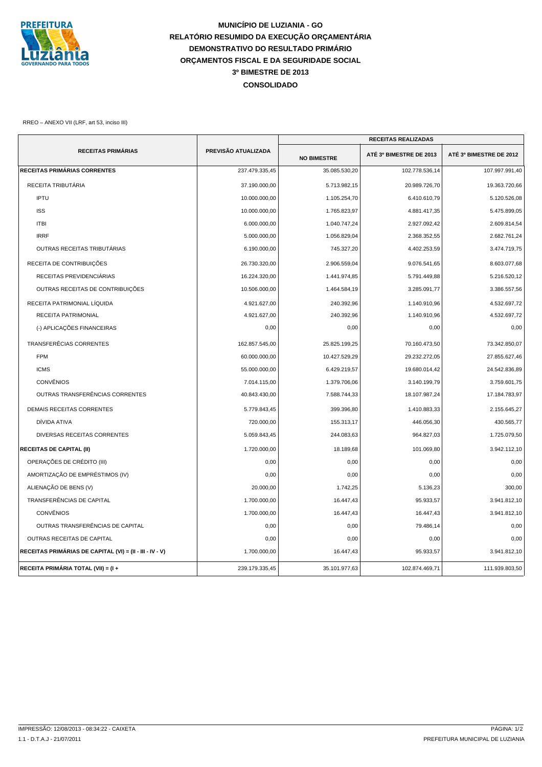# MUNICÍPIO DE LUZIANIA - GO

## RELATÓRIO RESUMIDO DA EXECUÇÃO ORÇAMENTÁRIA

## DEMONSTRATIVO DO RESULTADO PRIMÁRIO

## ORÇAMENTOS FISCAL E DA SEGURIDADE SOCIAL

## 3º BIMESTRE DE 2013

## CONSOLIDADO

RREO – ANEXO VII (LRF, art 53, inciso III)

| RECEITAS PRIMÁRIAS | PREVISÃO ATUALIZADA | RECEITAS REALIZADAS | | |
|---|---|---|---|---|
| | | NO BIMESTRE | ATÉ 3º BIMESTRE DE 2013 | ATÉ 3º BIMESTRE DE 2012 |
| **RECEITAS PRIMÁRIAS CORRENTES** | 237.479.335,45 | 35.085.530,20 | 102.778.536,14 | 107.997.991,40 |
| RECEITA TRIBUTÁRIA | 37.190.000,00 | 5.713.982,15 | 20.989.726,70 | 19.363.720,66 |
| IPTU | 10.000.000,00 | 1.105.254,70 | 6.410.610,79 | 5.120.526,08 |
| ISS | 10.000.000,00 | 1.765.823,97 | 4.881.417,35 | 5.475.899,05 |
| ITBI | 6.000.000,00 | 1.040.747,24 | 2.927.092,42 | 2.609.814,54 |
| IRRF | 5.000.000,00 | 1.056.829,04 | 2.368.352,55 | 2.682.761,24 |
| OUTRAS RECEITAS TRIBUTÁRIAS | 6.190.000,00 | 745.327,20 | 4.402.253,59 | 3.474.719,75 |
| RECEITA DE CONTRIBUIÇÕES | 26.730.320,00 | 2.906.559,04 | 9.076.541,65 | 8.603.077,68 |
| RECEITAS PREVIDENCIÁRIAS | 16.224.320,00 | 1.441.974,85 | 5.791.449,88 | 5.216.520,12 |
| OUTRAS RECEITAS DE CONTRIBUIÇÕES | 10.506.000,00 | 1.464.584,19 | 3.285.091,77 | 3.386.557,56 |
| RECEITA PATRIMONIAL LÍQUIDA | 4.921.627,00 | 240.392,96 | 1.140.910,96 | 4.532.697,72 |
| RECEITA PATRIMONIAL | 4.921.627,00 | 240.392,96 | 1.140.910,96 | 4.532.697,72 |
| (-) APLICAÇÕES FINANCEIRAS | 0,00 | 0,00 | 0,00 | 0,00 |
| TRANSFERÊCIAS CORRENTES | 162.857.545,00 | 25.825.199,25 | 70.160.473,50 | 73.342.850,07 |
| FPM | 60.000.000,00 | 10.427.529,29 | 29.232.272,05 | 27.855.627,46 |
| ICMS | 55.000.000,00 | 6.429.219,57 | 19.680.014,42 | 24.542.836,89 |
| CONVÊNIOS | 7.014.115,00 | 1.379.706,06 | 3.140.199,79 | 3.759.601,75 |
| OUTRAS TRANSFERÊNCIAS CORRENTES | 40.843.430,00 | 7.588.744,33 | 18.107.987,24 | 17.184.783,97 |
| DEMAIS RECEITAS CORRENTES | 5.779.843,45 | 399.396,80 | 1.410.883,33 | 2.155.645,27 |
| DÍVIDA ATIVA | 720.000,00 | 155.313,17 | 446.056,30 | 430.565,77 |
| DIVERSAS RECEITAS CORRENTES | 5.059.843,45 | 244.083,63 | 964.827,03 | 1.725.079,50 |
| **RECEITAS DE CAPITAL (II)** | 1.720.000,00 | 18.189,68 | 101.069,80 | 3.942.112,10 |
| OPERAÇÕES DE CRÉDITO (III) | 0,00 | 0,00 | 0,00 | 0,00 |
| AMORTIZAÇÃO DE EMPRÉSTIMOS (IV) | 0,00 | 0,00 | 0,00 | 0,00 |
| ALIENAÇÃO DE BENS (V) | 20.000,00 | 1.742,25 | 5.136,23 | 300,00 |
| TRANSFERÊNCIAS DE CAPITAL | 1.700.000,00 | 16.447,43 | 95.933,57 | 3.941.812,10 |
| CONVÊNIOS | 1.700.000,00 | 16.447,43 | 16.447,43 | 3.941.812,10 |
| OUTRAS TRANSFERÊNCIAS DE CAPITAL | 0,00 | 0,00 | 79.486,14 | 0,00 |
| OUTRAS RECEITAS DE CAPITAL | 0,00 | 0,00 | 0,00 | 0,00 |
| **RECEITAS PRIMÁRIAS DE CAPITAL (VI) = (II - III - IV - V)** | 1.700.000,00 | 16.447,43 | 95.933,57 | 3.941.812,10 |
| **RECEITA PRIMÁRIA TOTAL (VII) = (I +** | 239.179.335,45 | 35.101.977,63 | 102.874.469,71 | 111.939.803,50 |

IMPRESSÃO: 12/08/2013 - 08:34:22 - CAIXETA

1.1 - D.T.A.J - 21/07/2011

PREFEITURA MUNICIPAL DE LUZIANIA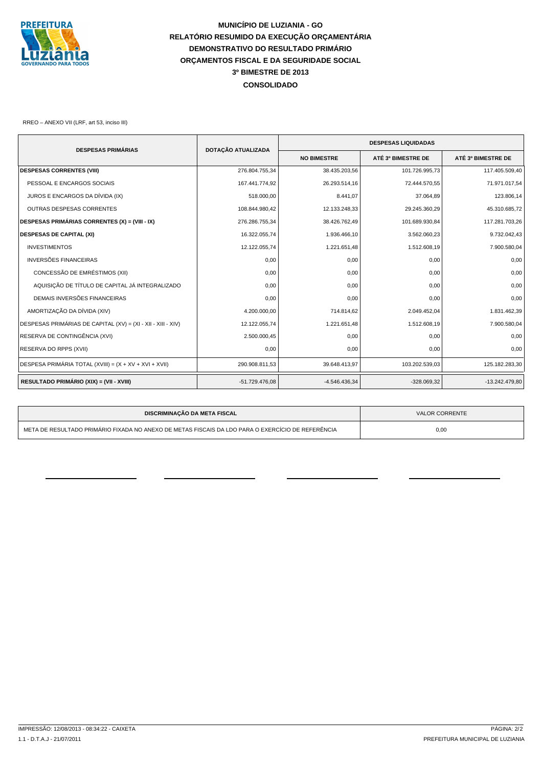# MUNICÍPIO DE LUZIANIA - GO
## RELATÓRIO RESUMIDO DA EXECUÇÃO ORÇAMENTÁRIA
## DEMONSTRATIVO DO RESULTADO PRIMÁRIO
## ORÇAMENTOS FISCAL E DA SEGURIDADE SOCIAL
## 3º BIMESTRE DE 2013
## CONSOLIDADO

RREO – ANEXO VII (LRF, art 53, inciso III)

| DESPESAS PRIMÁRIAS | DOTAÇÃO ATUALIZADA | DESPESAS LIQUIDADAS | | |
|---|---|---|---|---|
| | | NO BIMESTRE | ATÉ 3º BIMESTRE DE | ATÉ 3º BIMESTRE DE |
| **DESPESAS CORRENTES (VIII)** | 276.804.755,34 | 38.435.203,56 | 101.726.995,73 | 117.405.509,40 |
| PESSOAL E ENCARGOS SOCIAIS | 167.441.774,92 | 26.293.514,16 | 72.444.570,55 | 71.971.017,54 |
| JUROS E ENCARGOS DA DÍVIDA (IX) | 518.000,00 | 8.441,07 | 37.064,89 | 123.806,14 |
| OUTRAS DESPESAS CORRENTES | 108.844.980,42 | 12.133.248,33 | 29.245.360,29 | 45.310.685,72 |
| **DESPESAS PRIMÁRIAS CORRENTES (X) = (VIII - IX)** | 276.286.755,34 | 38.426.762,49 | 101.689.930,84 | 117.281.703,26 |
| **DESPESAS DE CAPITAL (XI)** | 16.322.055,74 | 1.936.466,10 | 3.562.060,23 | 9.732.042,43 |
| INVESTIMENTOS | 12.122.055,74 | 1.221.651,48 | 1.512.608,19 | 7.900.580,04 |
| INVERSÕES FINANCEIRAS | 0,00 | 0,00 | 0,00 | 0,00 |
| CONCESSÃO DE EMRÉSTIMOS (XII) | 0,00 | 0,00 | 0,00 | 0,00 |
| AQUIPIÇÃO DE TÍTULO DE CAPITAL JÁ INTEGRALIZADO | 0,00 | 0,00 | 0,00 | 0,00 |
| DEMAIS INVERSÕES FINANCEIRAS | 0,00 | 0,00 | 0,00 | 0,00 |
| AMORTIZAÇÃO DA DÍVIDA (XIV) | 4.200.000,00 | 714.814,62 | 2.049.452,04 | 1.831.462,39 |
| DESPESAS PRIMÁRIAS DE CAPITAL (XV) = (XI - XII - XIII - XIV) | 12.122.055,74 | 1.221.651,48 | 1.512.608,19 | 7.900.580,04 |
| RESERVA DE CONTINGÊNCIA (XVI) | 2.500.000,45 | 0,00 | 0,00 | 0,00 |
| RESERVA DO RPPS (XVII) | 0,00 | 0,00 | 0,00 | 0,00 |
| DESPESA PRIMÁRIA TOTAL (XVIII) = (X + XV + XVI + XVII) | 290.908.811,53 | 39.648.413,97 | 103.202.539,03 | 125.182.283,30 |
| **RESULTADO PRIMÁRIO (XIX) = (VII - XVIII)** | -51.729.476,08 | -4.546.436,34 | -328.069,32 | -13.242.479,80 |

| DISCRIMINAÇÃO DA META FISCAL | VALOR CORRENTE |
|---|---|
| META DE RESULTADO PRIMÁRIO FIXADA NO ANEXO DE METAS FISCAIS DA LDO PARA O EXERCÍCIO DE REFERÊNCIA | 0,00 |

IMPRESSÃO: 12/08/2013 - 08:34:22 - CAIXETA

1.1 - D.T.A.J - 21/07/2011

PREFEITURA MUNICIPAL DE LUZIANIA